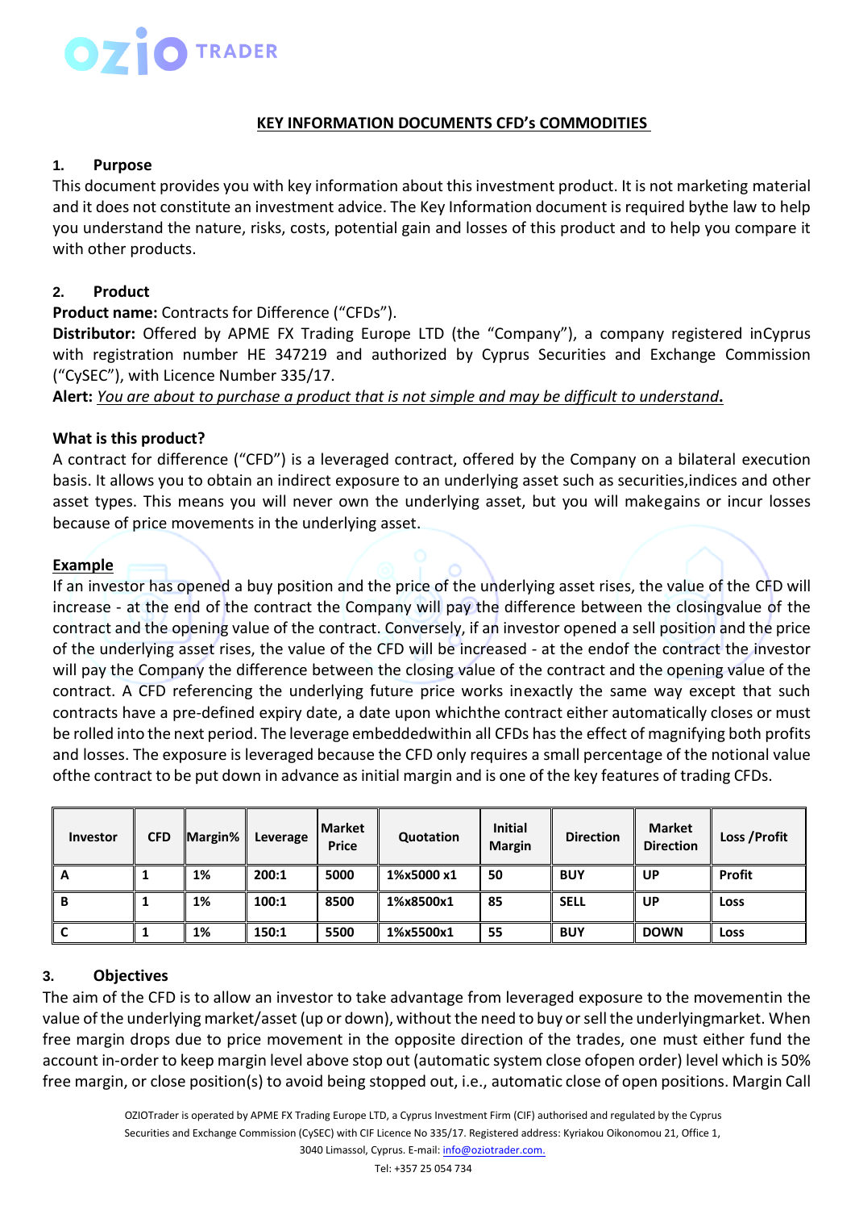## KEY INFORMATION DOCUMENTS CFD's COMMODITIES

### 1. Purpose

This document provides you with key information about this investment product. It is not marketing material and it does not constitute an investment advice. The Key Information document is required bythe law to help you understand the nature, risks, costs, potential gain and losses of this product and to help you compare it with other products.

### 2. Product

**Product name:** Contracts for Difference ("CFDs").

**Distributor:** Offered by APME FX Trading Europe LTD (the "Company"), a company registered inCyprus with registration number HE 347219 and authorized by Cyprus Securities and Exchange Commission ("CySEC"), with Licence Number 335/17.

**Alert:** *You are about to purchase a product that is not simple and may be difficult to understand***.**

**What is this product?**

A contract for difference ("CFD") is a leveraged contract, offered by the Company on a bilateral execution basis. It allows you to obtain an indirect exposure to an underlying asset such as securities,indices and other asset types. This means you will never own the underlying asset, but you will makegains or incur losses because of price movements in the underlying asset.

**Example**

If an investor has opened a buy position and the price of the underlying asset rises, the value of the CFD will increase - at the end of the contract the Company will pay the difference between the closingvalue of the contract and the opening value of the contract. Conversely, if an investor opened a sell position and the price of the underlying asset rises, the value of the CFD will be increased - at the endof the contract the investor will pay the Company the difference between the closing value of the contract and the opening value of the contract. A CFD referencing the underlying future price works inexactly the same way except that such contracts have a pre-defined expiry date, a date upon whichthe contract either automatically closes or must be rolled into the next period. The leverage embeddedwithin all CFDs has the effect of magnifying both profits and losses. The exposure is leveraged because the CFD only requires a small percentage of the notional value ofthe contract to be put down in advance as initial margin and is one of the key features of trading CFDs.

| Investor | CFD | Margin% | Leverage | Market Price | Quotation | Initial Margin | Direction | Market Direction | Loss /Profit |
|---|---|---|---|---|---|---|---|---|---|
| A | 1 | 1% | 200:1 | 5000 | 1%x5000 x1 | 50 | BUY | UP | Profit |
| B | 1 | 1% | 100:1 | 8500 | 1%x8500x1 | 85 | SELL | UP | Loss |
| C | 1 | 1% | 150:1 | 5500 | 1%x5500x1 | 55 | BUY | DOWN | Loss |

### 3. Objectives

The aim of the CFD is to allow an investor to take advantage from leveraged exposure to the movementin the value of the underlying market/asset (up or down), without the need to buy or sell the underlyingmarket. When free margin drops due to price movement in the opposite direction of the trades, one must either fund the account in-order to keep margin level above stop out (automatic system close ofopen order) level which is 50% free margin, or close position(s) to avoid being stopped out, i.e., automatic close of open positions. Margin Call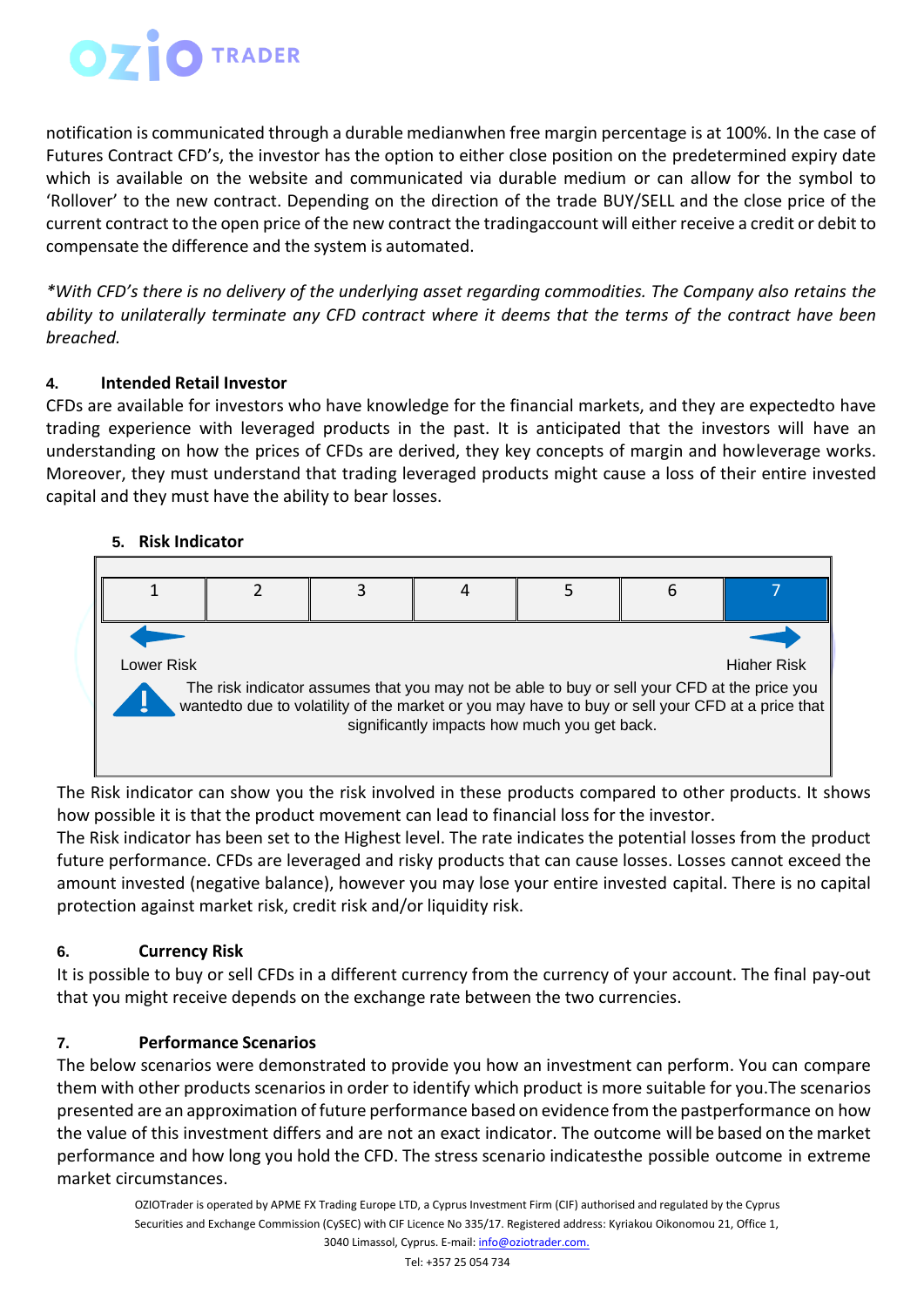notification is communicated through a durable medianwhen free margin percentage is at 100%. In the case of Futures Contract CFD's, the investor has the option to either close position on the predetermined expiry date which is available on the website and communicated via durable medium or can allow for the symbol to 'Rollover' to the new contract. Depending on the direction of the trade BUY/SELL and the close price of the current contract to the open price of the new contract the tradingaccount will either receive a credit or debit to compensate the difference and the system is automated.

*\*With CFD's there is no delivery of the underlying asset regarding commodities. The Company also retains the ability to unilaterally terminate any CFD contract where it deems that the terms of the contract have been breached.*

**4. Intended Retail Investor**

CFDs are available for investors who have knowledge for the financial markets, and they are expectedto have trading experience with leveraged products in the past. It is anticipated that the investors will have an understanding on how the prices of CFDs are derived, they key concepts of margin and howleverage works. Moreover, they must understand that trading leveraged products might cause a loss of their entire invested capital and they must have the ability to bear losses.

**5. Risk Indicator**

| 1 | 2 | 3 | 4 | 5 | 6 | 7 |
|---|---|---|---|---|---|---|

Lower Risk — Higher Risk

The risk indicator assumes that you may not be able to buy or sell your CFD at the price you wantedto due to volatility of the market or you may have to buy or sell your CFD at a price that significantly impacts how much you get back.

The Risk indicator can show you the risk involved in these products compared to other products. It shows how possible it is that the product movement can lead to financial loss for the investor.

The Risk indicator has been set to the Highest level. The rate indicates the potential losses from the product future performance. CFDs are leveraged and risky products that can cause losses. Losses cannot exceed the amount invested (negative balance), however you may lose your entire invested capital. There is no capital protection against market risk, credit risk and/or liquidity risk.

**6. Currency Risk**

It is possible to buy or sell CFDs in a different currency from the currency of your account. The final pay-out that you might receive depends on the exchange rate between the two currencies.

**7. Performance Scenarios**

The below scenarios were demonstrated to provide you how an investment can perform. You can compare them with other products scenarios in order to identify which product is more suitable for you.The scenarios presented are an approximation of future performance based on evidence from the pastperformance on how the value of this investment differs and are not an exact indicator. The outcome will be based on the market performance and how long you hold the CFD. The stress scenario indicatesthe possible outcome in extreme market circumstances.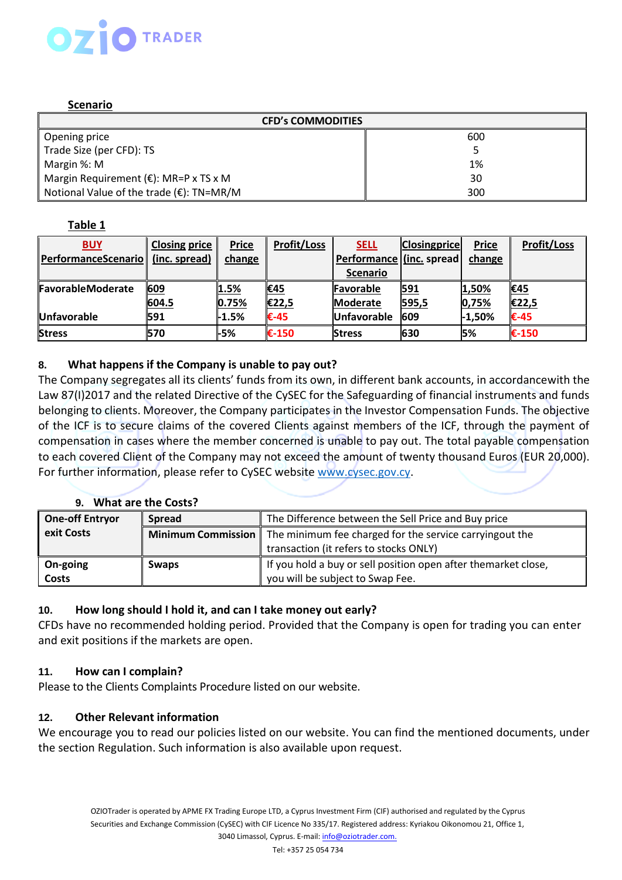**Scenario**

| CFD's COMMODITIES | |
|---|---|
| Opening price | 600 |
| Trade Size (per CFD): TS | 5 |
| Margin %: M | 1% |
| Margin Requirement (€): MR=P x TS x M | 30 |
| Notional Value of the trade (€): TN=MR/M | 300 |

**Table 1**

| BUY PerformanceScenario | Closing price (inc. spread) | Price change | Profit/Loss | SELL Performance Scenario | Closingprice (inc. spread | Price change | Profit/Loss |
|---|---|---|---|---|---|---|---|
| FavorableModerate | 609 | 1.5% | €45 | Favorable | 591 | 1,50% | €45 |
| | 604.5 | 0.75% | €22,5 | Moderate | 595,5 | 0,75% | €22,5 |
| Unfavorable | 591 | -1.5% | €-45 | Unfavorable | 609 | -1,50% | €-45 |
| Stress | 570 | -5% | €-150 | Stress | 630 | 5% | €-150 |

### 8. What happens if the Company is unable to pay out?

The Company segregates all its clients' funds from its own, in different bank accounts, in accordancewith the Law 87(I)2017 and the related Directive of the CySEC for the Safeguarding of financial instruments and funds belonging to clients. Moreover, the Company participates in the Investor Compensation Funds. The objective of the ICF is to secure claims of the covered Clients against members of the ICF, through the payment of compensation in cases where the member concerned is unable to pay out. The total payable compensation to each covered Client of the Company may not exceed the amount of twenty thousand Euros (EUR 20,000). For further information, please refer to CySEC website www.cysec.gov.cy.

### 9. What are the Costs?

| | | |
|---|---|---|
| **One-off Entryor exit Costs** | **Spread** | The Difference between the Sell Price and Buy price |
| | **Minimum Commission** | The minimum fee charged for the service carryingout the transaction (it refers to stocks ONLY) |
| **On-going Costs** | **Swaps** | If you hold a buy or sell position open after themarket close, you will be subject to Swap Fee. |

### 10. How long should I hold it, and can I take money out early?

CFDs have no recommended holding period. Provided that the Company is open for trading you can enter and exit positions if the markets are open.

### 11. How can I complain?

Please to the Clients Complaints Procedure listed on our website.

### 12. Other Relevant information

We encourage you to read our policies listed on our website. You can find the mentioned documents, under the section Regulation. Such information is also available upon request.

OZIOTrader is operated by APME FX Trading Europe LTD, a Cyprus Investment Firm (CIF) authorised and regulated by the Cyprus Securities and Exchange Commission (CySEC) with CIF Licence No 335/17. Registered address: Kyriakou Oikonomou 21, Office 1, 3040 Limassol, Cyprus. E-mail: info@oziotrader.com.
Tel: +357 25 054 734